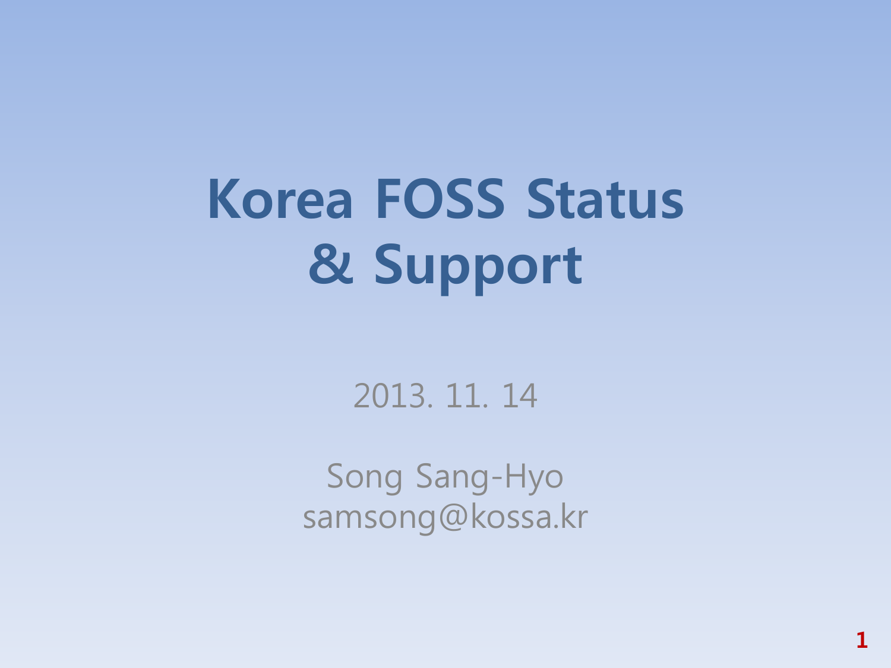# Korea FOSS Status & Support

2013. 11. 14

Song Sang-Hyo
samsong@kossa.kr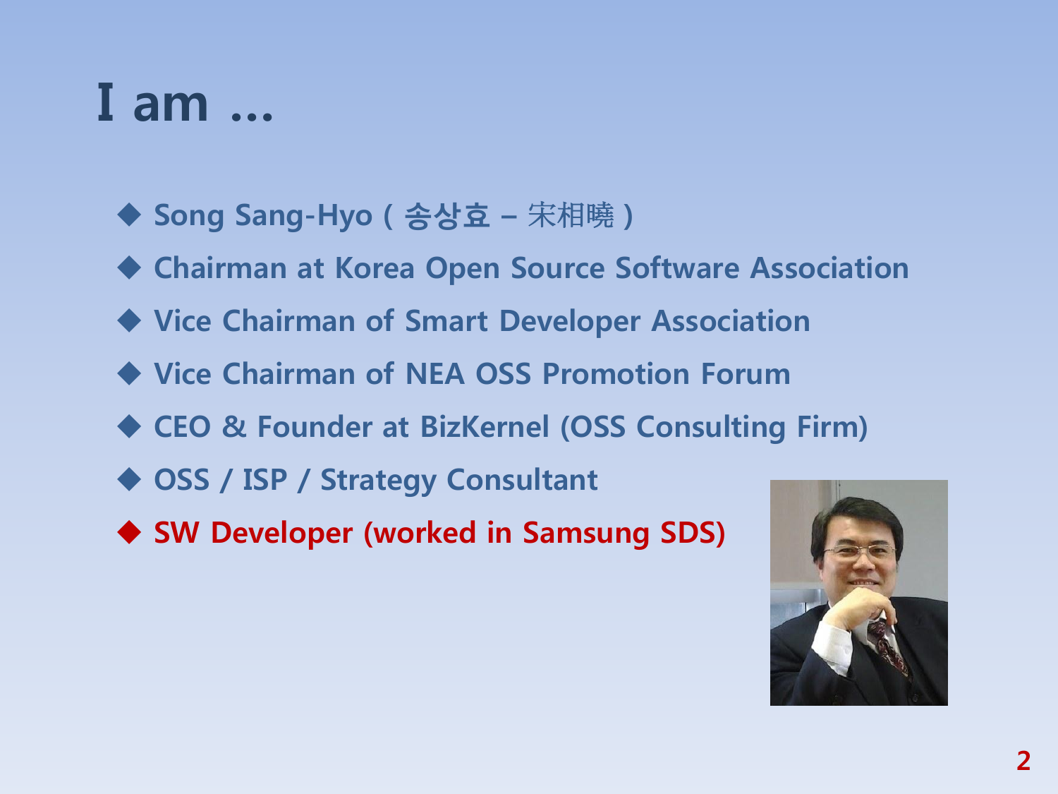# I am …

- Song Sang-Hyo ( 송상효 – 宋相曉 )
- Chairman at Korea Open Source Software Association
- Vice Chairman of Smart Developer Association
- Vice Chairman of NEA OSS Promotion Forum
- CEO & Founder at BizKernel (OSS Consulting Firm)
- OSS / ISP / Strategy Consultant
- SW Developer (worked in Samsung SDS)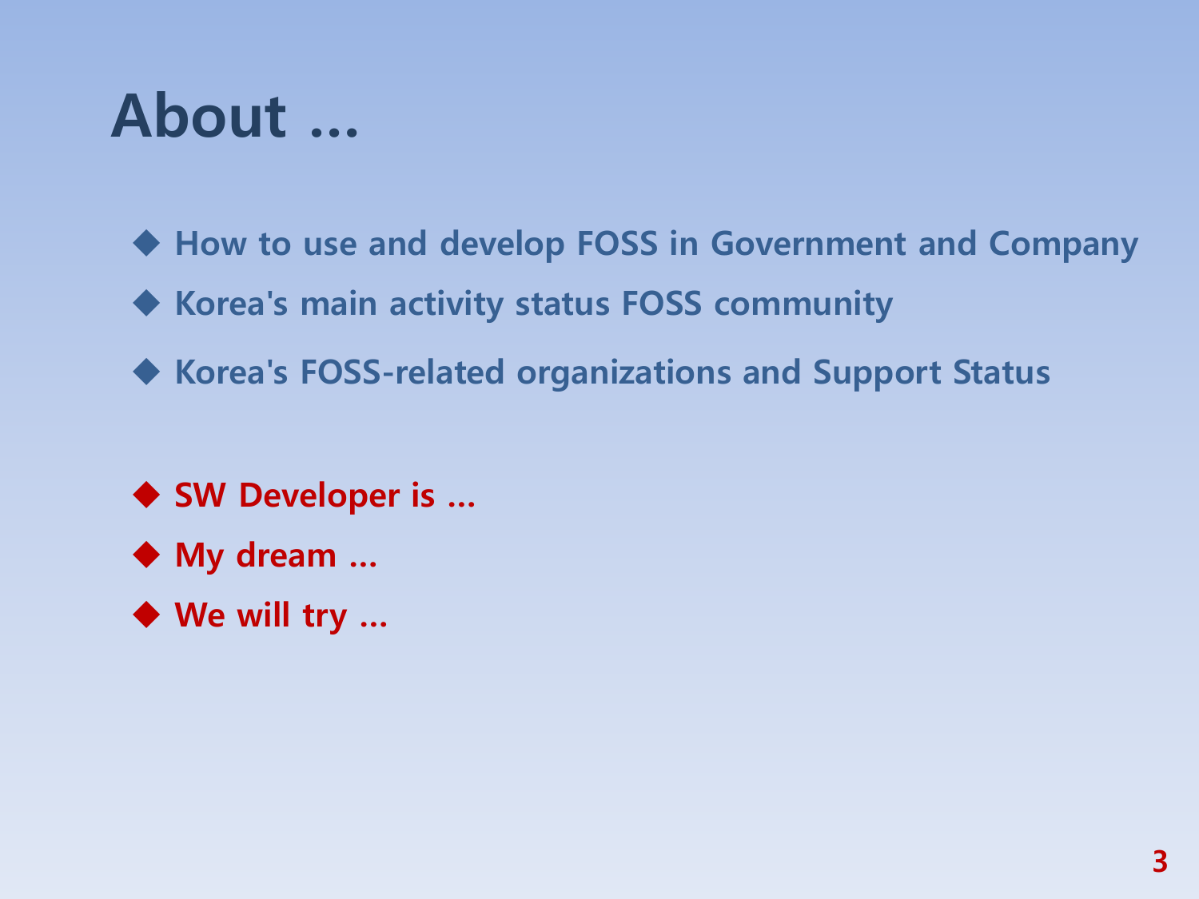# About …

- How to use and develop FOSS in Government and Company
- Korea's main activity status FOSS community
- Korea's FOSS-related organizations and Support Status

- **SW Developer is …**
- **My dream …**
- **We will try …**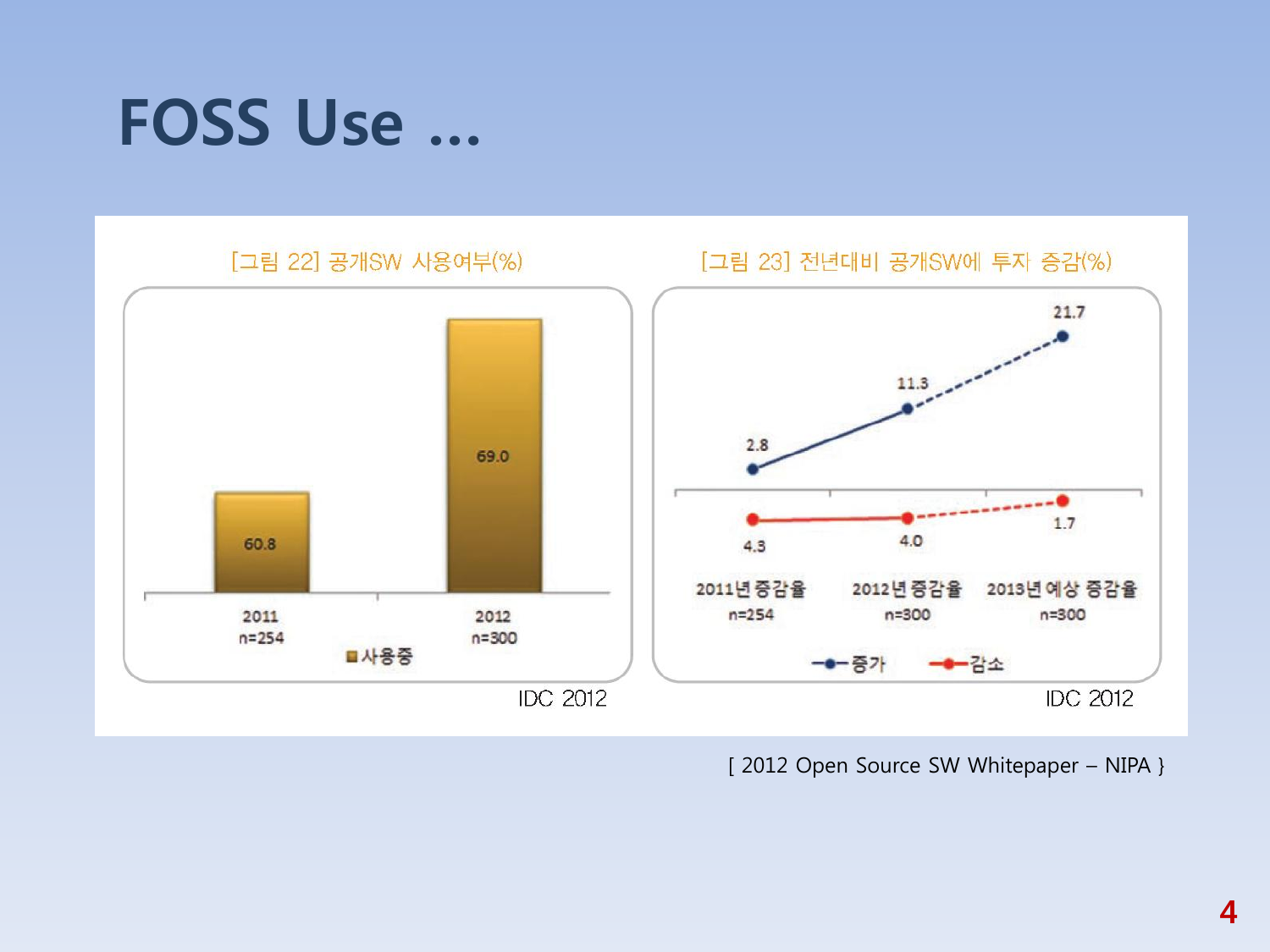# FOSS Use ...

[그림 22] 공개SW 사용여부(%)

| | 2011 n=254 | 2012 n=300 |
|---|---|---|
| 사용중 | 60.8 | 69.0 |

IDC 2012

[그림 23] 전년대비 공개SW에 투자 증감(%)

| | 2011년 증감율 n=254 | 2012년 증감율 n=300 | 2013년 예상 증감율 n=300 |
|---|---|---|---|
| 증가 | 2.8 | 11.3 | 21.7 |
| 감소 | 4.3 | 4.0 | 1.7 |

IDC 2012

[ 2012 Open Source SW Whitepaper – NIPA }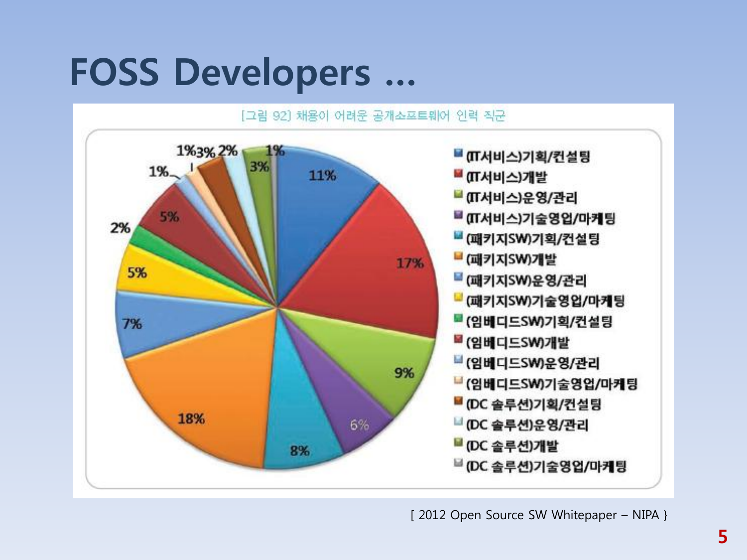# FOSS Developers …

[그림 92] 채용이 어려운 공개소프트웨어 인력 직군

| 직군 | 비율 |
| --- | --- |
| (IT서비스)기획/컨설팅 | 11% |
| (IT서비스)개발 | 17% |
| (IT서비스)운영/관리 | 9% |
| (IT서비스)기술영업/마케팅 | 6% |
| (패키지SW)기획/컨설팅 | 8% |
| (패키지SW)개발 | 18% |
| (패키지SW)운영/관리 | 7% |
| (패키지SW)기술영업/마케팅 | 5% |
| (임베디드SW)기획/컨설팅 | 2% |
| (임베디드SW)개발 | 5% |
| (임베디드SW)운영/관리 | 1% |
| (임베디드SW)기술영업/마케팅 | 1% |
| (DC 솔루션)기획/컨설팅 | 3% |
| (DC 솔루션)운영/관리 | 2% |
| (DC 솔루션)개발 | 3% |
| (DC 솔루션)기술영업/마케팅 | 1% |

[ 2012 Open Source SW Whitepaper – NIPA }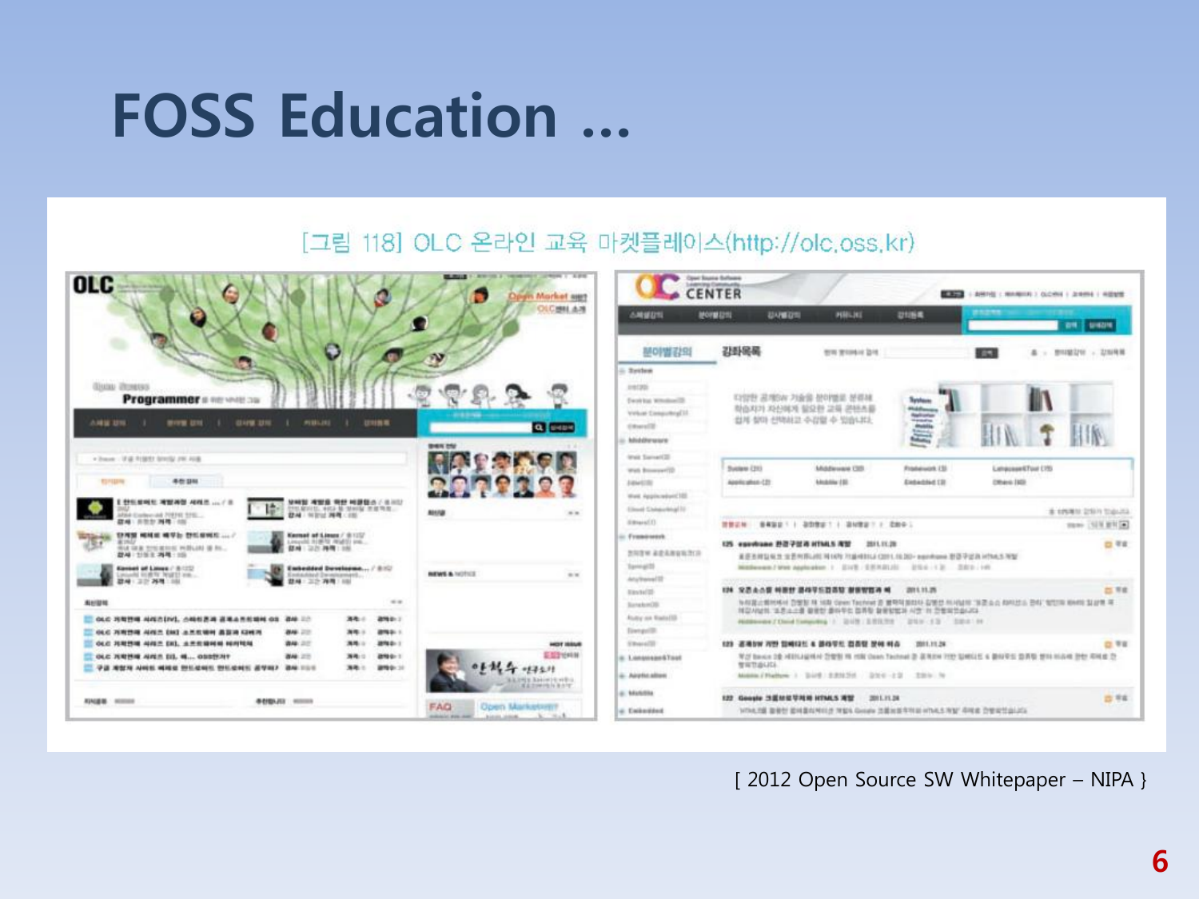# FOSS Education …

[그림 118] OLC 온라인 교육 마켓플레이스(http://olc.oss.kr)

[ 2012 Open Source SW Whitepaper – NIPA }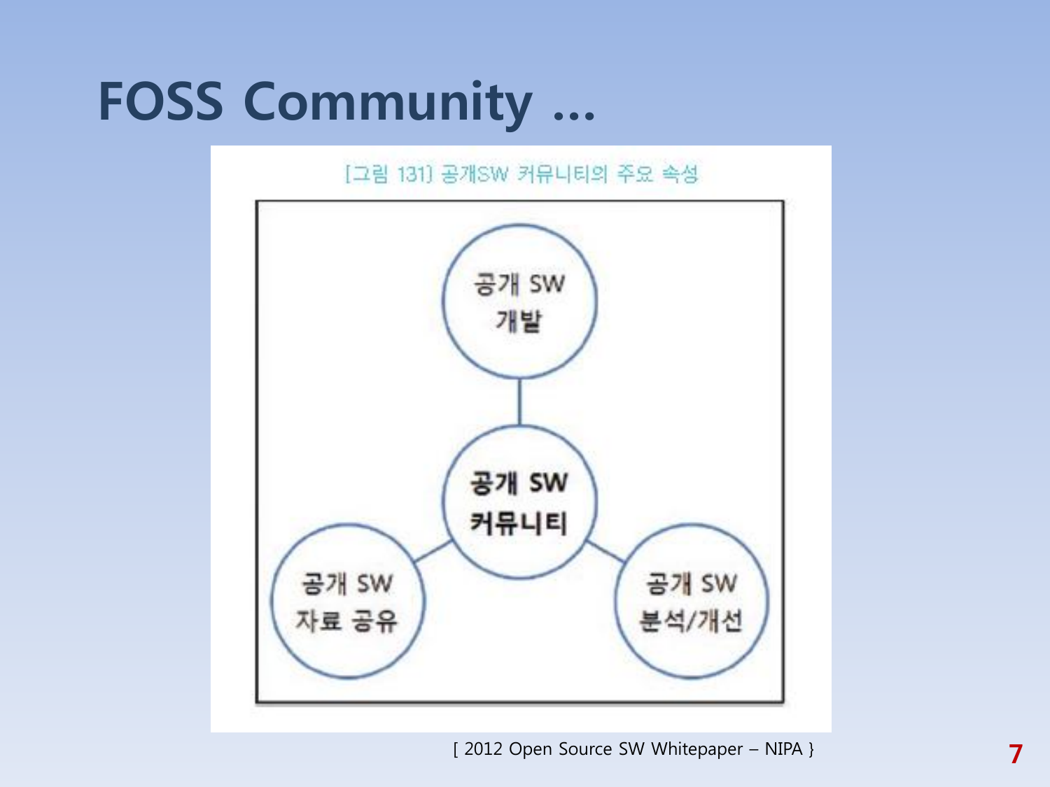# FOSS Community …

[그림 131] 공개SW 커뮤니티의 주요 속성

공개 SW 개발

공개 SW 커뮤니티

공개 SW 자료 공유

공개 SW 분석/개선

[ 2012 Open Source SW Whitepaper – NIPA }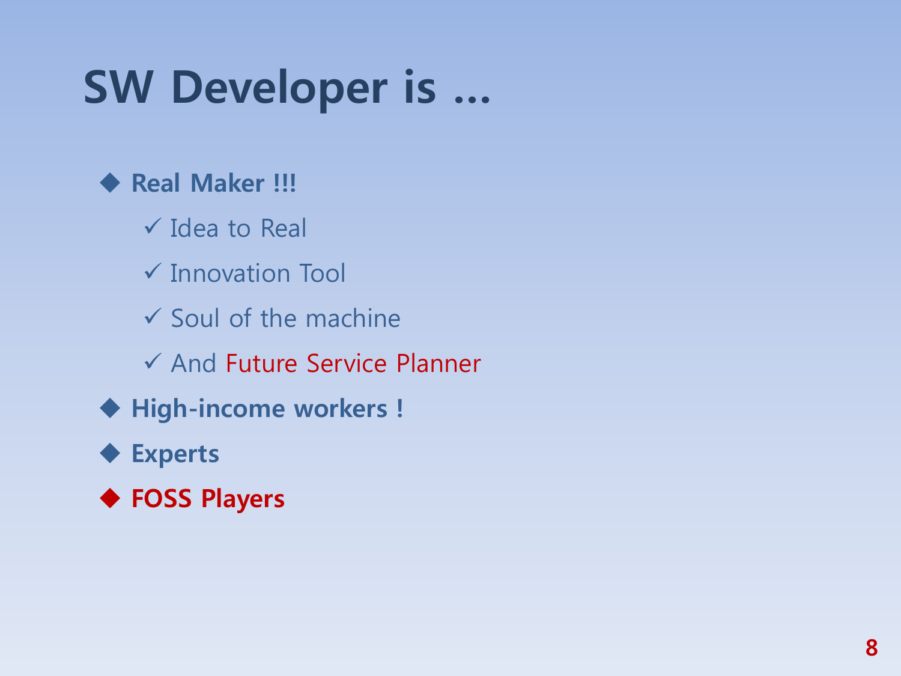# SW Developer is …

- **Real Maker !!!**
  - ✓ Idea to Real
  - ✓ Innovation Tool
  - ✓ Soul of the machine
  - ✓ And Future Service Planner
- **High-income workers !**
- **Experts**
- **FOSS Players**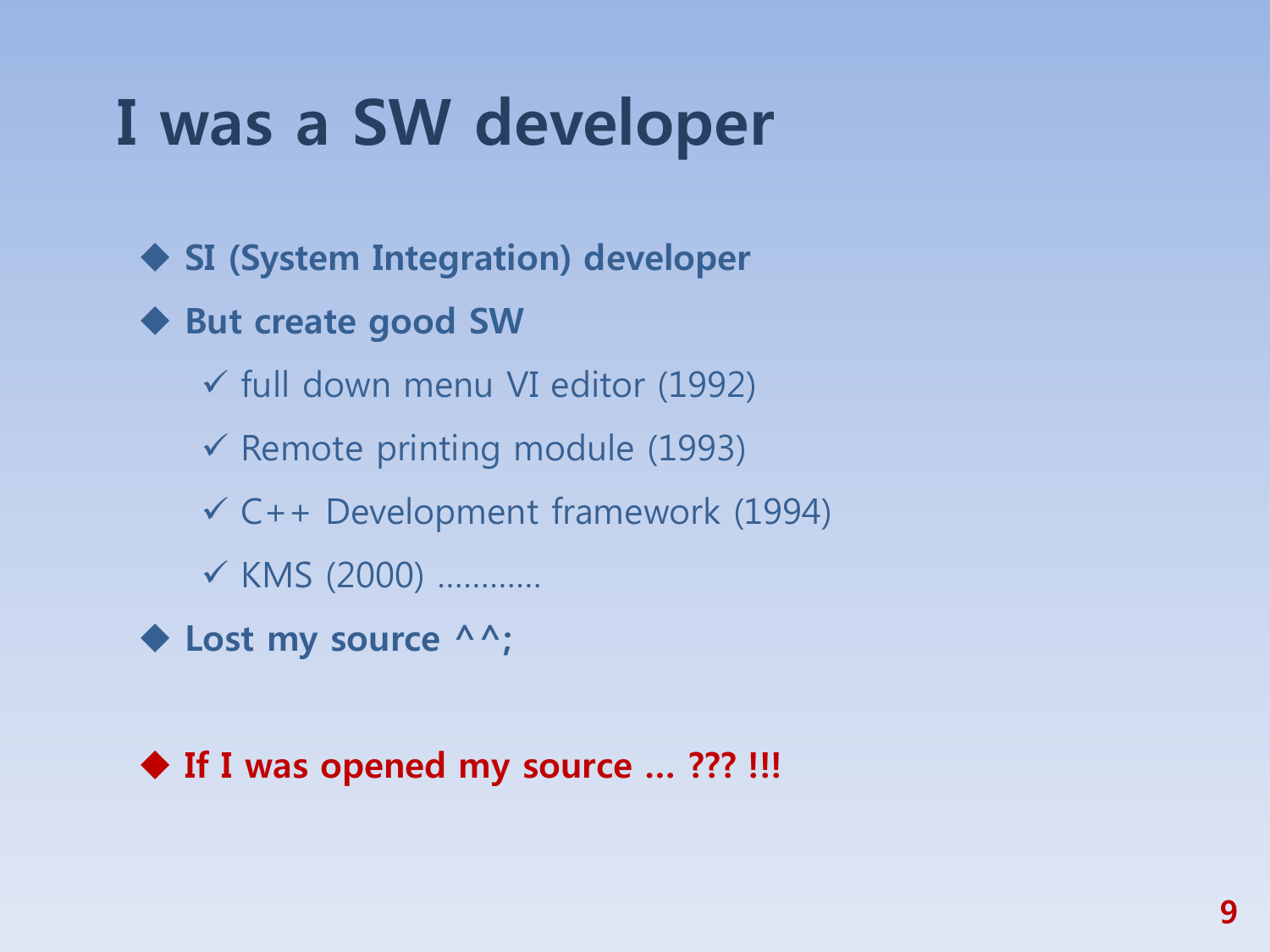# I was a SW developer

- **SI (System Integration) developer**
- **But create good SW**
  - ✓ full down menu VI editor (1992)
  - ✓ Remote printing module (1993)
  - ✓ C++ Development framework (1994)
  - ✓ KMS (2000) …………
- **Lost my source ^^;**

- **If I was opened my source … ??? !!!**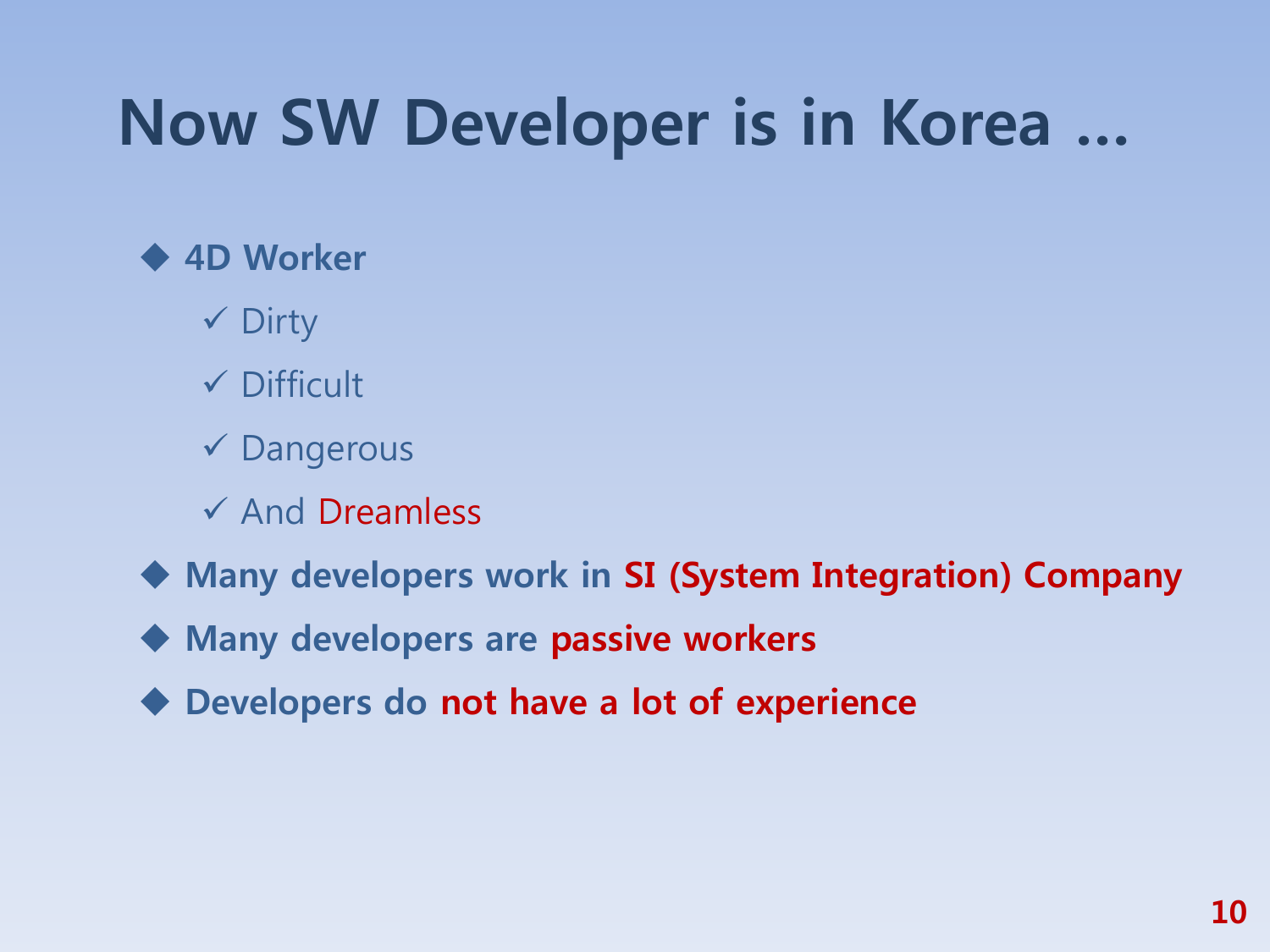# Now SW Developer is in Korea …

- **4D Worker**
  - ✓ Dirty
  - ✓ Difficult
  - ✓ Dangerous
  - ✓ And Dreamless
- **Many developers work in SI (System Integration) Company**
- **Many developers are passive workers**
- **Developers do not have a lot of experience**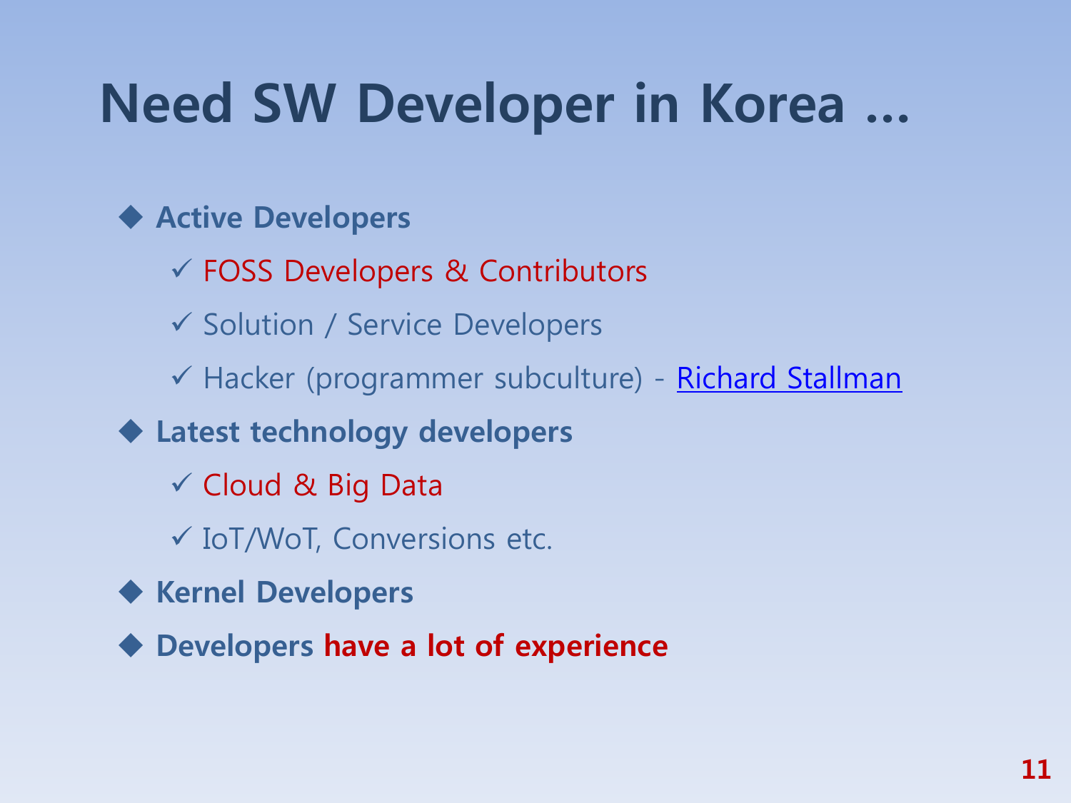# Need SW Developer in Korea …

- **Active Developers**
  - ✓ FOSS Developers & Contributors
  - ✓ Solution / Service Developers
  - ✓ Hacker (programmer subculture) - Richard Stallman
- **Latest technology developers**
  - ✓ Cloud & Big Data
  - ✓ IoT/WoT, Conversions etc.
- **Kernel Developers**
- **Developers have a lot of experience**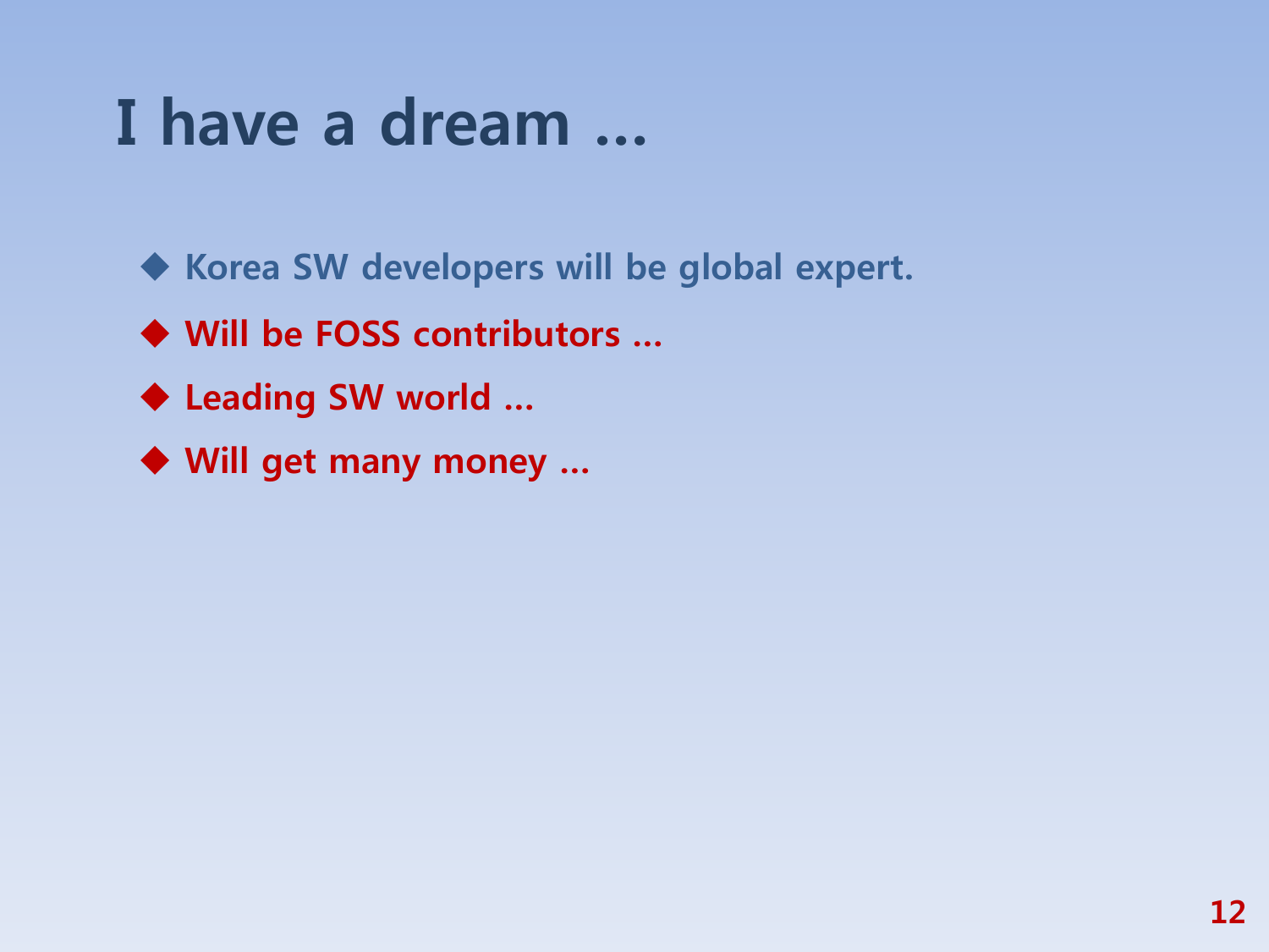# I have a dream …

- Korea SW developers will be global expert.
- Will be FOSS contributors …
- Leading SW world …
- Will get many money …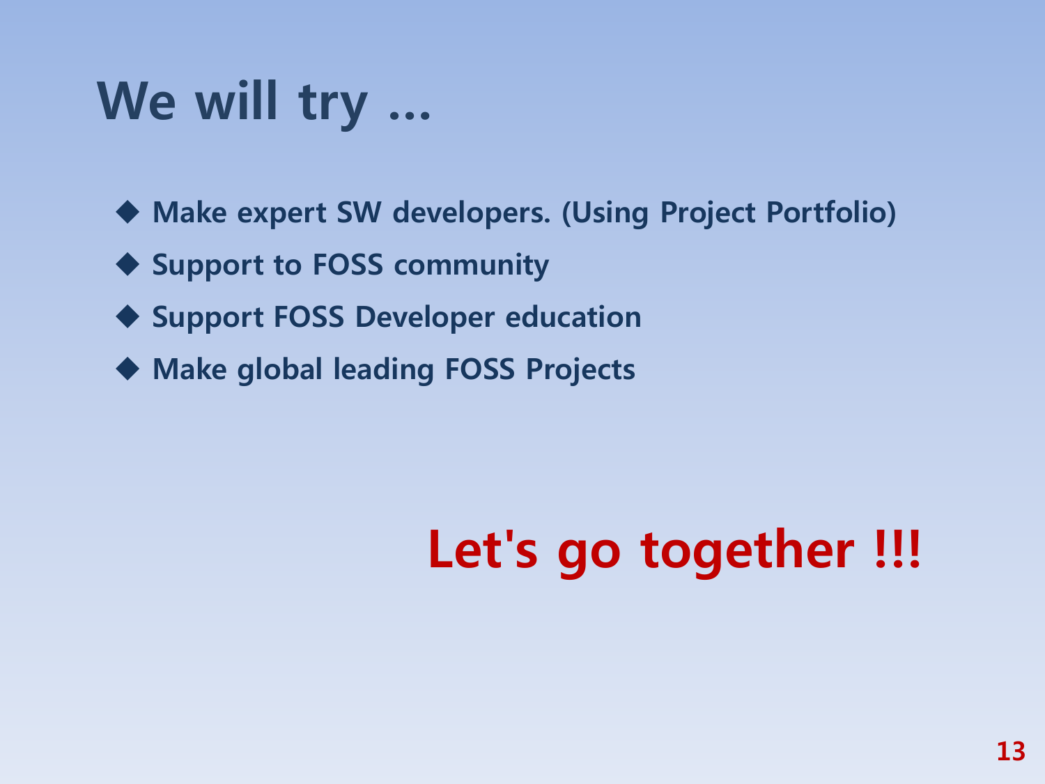# We will try ...

- Make expert SW developers. (Using Project Portfolio)
- Support to FOSS community
- Support FOSS Developer education
- Make global leading FOSS Projects

**Let's go together !!!**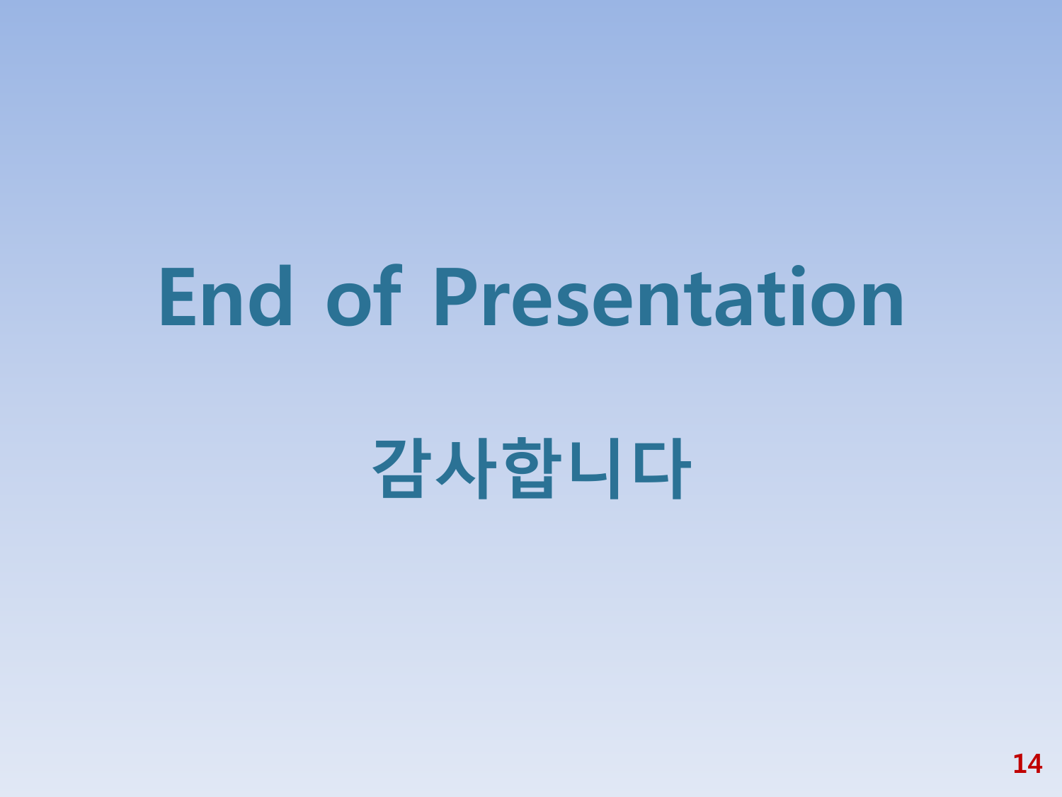# End of Presentation

## 감사합니다